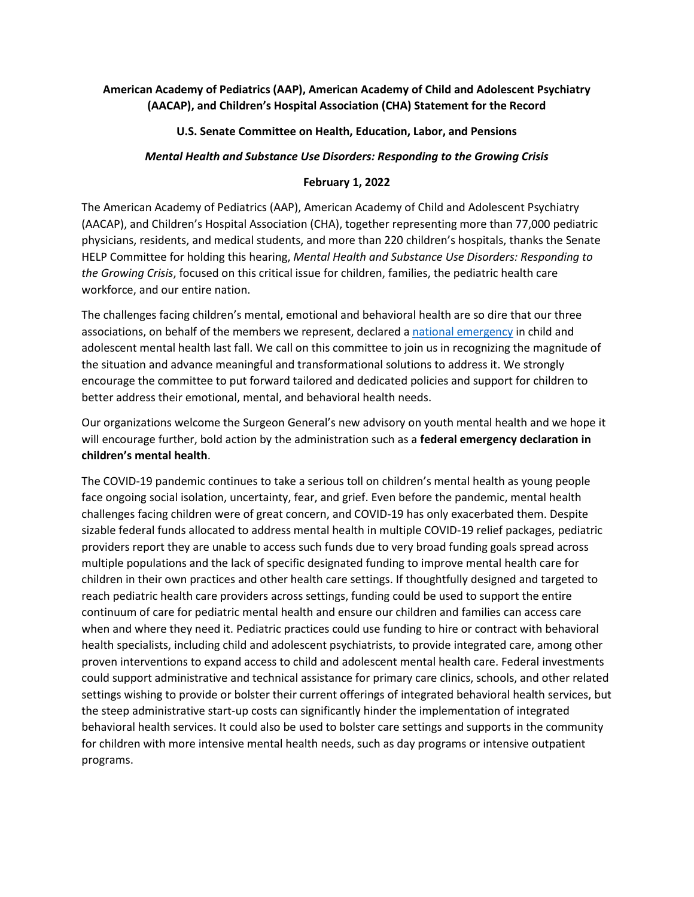**American Academy of Pediatrics (AAP), American Academy of Child and Adolescent Psychiatry (AACAP), and Children's Hospital Association (CHA) Statement for the Record**

**U.S. Senate Committee on Health, Education, Labor, and Pensions**

***Mental Health and Substance Use Disorders: Responding to the Growing Crisis***

**February 1, 2022**

The American Academy of Pediatrics (AAP), American Academy of Child and Adolescent Psychiatry (AACAP), and Children's Hospital Association (CHA), together representing more than 77,000 pediatric physicians, residents, and medical students, and more than 220 children's hospitals, thanks the Senate HELP Committee for holding this hearing, *Mental Health and Substance Use Disorders: Responding to the Growing Crisis*, focused on this critical issue for children, families, the pediatric health care workforce, and our entire nation.

The challenges facing children's mental, emotional and behavioral health are so dire that our three associations, on behalf of the members we represent, declared a national emergency in child and adolescent mental health last fall. We call on this committee to join us in recognizing the magnitude of the situation and advance meaningful and transformational solutions to address it. We strongly encourage the committee to put forward tailored and dedicated policies and support for children to better address their emotional, mental, and behavioral health needs.

Our organizations welcome the Surgeon General's new advisory on youth mental health and we hope it will encourage further, bold action by the administration such as a **federal emergency declaration in children's mental health**.

The COVID-19 pandemic continues to take a serious toll on children's mental health as young people face ongoing social isolation, uncertainty, fear, and grief. Even before the pandemic, mental health challenges facing children were of great concern, and COVID-19 has only exacerbated them. Despite sizable federal funds allocated to address mental health in multiple COVID-19 relief packages, pediatric providers report they are unable to access such funds due to very broad funding goals spread across multiple populations and the lack of specific designated funding to improve mental health care for children in their own practices and other health care settings. If thoughtfully designed and targeted to reach pediatric health care providers across settings, funding could be used to support the entire continuum of care for pediatric mental health and ensure our children and families can access care when and where they need it. Pediatric practices could use funding to hire or contract with behavioral health specialists, including child and adolescent psychiatrists, to provide integrated care, among other proven interventions to expand access to child and adolescent mental health care. Federal investments could support administrative and technical assistance for primary care clinics, schools, and other related settings wishing to provide or bolster their current offerings of integrated behavioral health services, but the steep administrative start-up costs can significantly hinder the implementation of integrated behavioral health services. It could also be used to bolster care settings and supports in the community for children with more intensive mental health needs, such as day programs or intensive outpatient programs.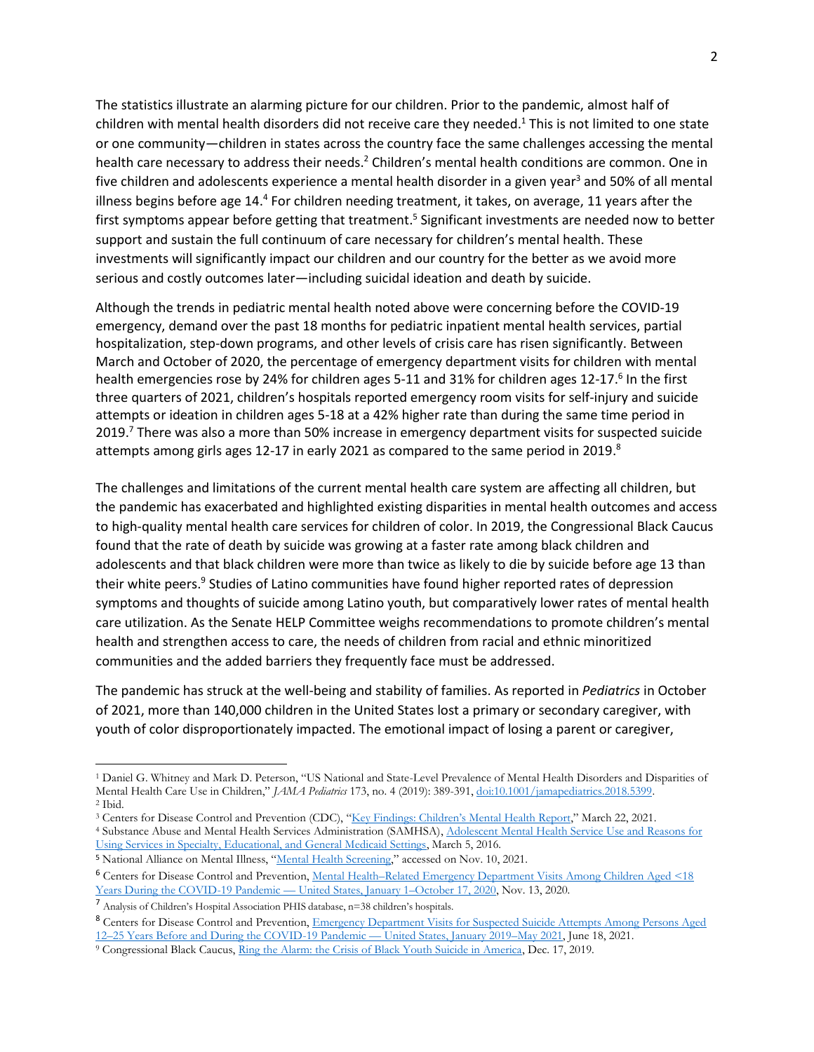The statistics illustrate an alarming picture for our children. Prior to the pandemic, almost half of children with mental health disorders did not receive care they needed.[1] This is not limited to one state or one community—children in states across the country face the same challenges accessing the mental health care necessary to address their needs.[2] Children's mental health conditions are common. One in five children and adolescents experience a mental health disorder in a given year[3] and 50% of all mental illness begins before age 14.[4] For children needing treatment, it takes, on average, 11 years after the first symptoms appear before getting that treatment.[5] Significant investments are needed now to better support and sustain the full continuum of care necessary for children's mental health. These investments will significantly impact our children and our country for the better as we avoid more serious and costly outcomes later—including suicidal ideation and death by suicide.

Although the trends in pediatric mental health noted above were concerning before the COVID-19 emergency, demand over the past 18 months for pediatric inpatient mental health services, partial hospitalization, step-down programs, and other levels of crisis care has risen significantly. Between March and October of 2020, the percentage of emergency department visits for children with mental health emergencies rose by 24% for children ages 5-11 and 31% for children ages 12-17.[6] In the first three quarters of 2021, children's hospitals reported emergency room visits for self-injury and suicide attempts or ideation in children ages 5-18 at a 42% higher rate than during the same time period in 2019.[7] There was also a more than 50% increase in emergency department visits for suspected suicide attempts among girls ages 12-17 in early 2021 as compared to the same period in 2019.[8]

The challenges and limitations of the current mental health care system are affecting all children, but the pandemic has exacerbated and highlighted existing disparities in mental health outcomes and access to high-quality mental health care services for children of color. In 2019, the Congressional Black Caucus found that the rate of death by suicide was growing at a faster rate among black children and adolescents and that black children were more than twice as likely to die by suicide before age 13 than their white peers.[9] Studies of Latino communities have found higher reported rates of depression symptoms and thoughts of suicide among Latino youth, but comparatively lower rates of mental health care utilization. As the Senate HELP Committee weighs recommendations to promote children's mental health and strengthen access to care, the needs of children from racial and ethnic minoritized communities and the added barriers they frequently face must be addressed.

The pandemic has struck at the well-being and stability of families. As reported in *Pediatrics* in October of 2021, more than 140,000 children in the United States lost a primary or secondary caregiver, with youth of color disproportionately impacted. The emotional impact of losing a parent or caregiver,

---

[1] Daniel G. Whitney and Mark D. Peterson, "US National and State-Level Prevalence of Mental Health Disorders and Disparities of Mental Health Care Use in Children," *JAMA Pediatrics* 173, no. 4 (2019): 389-391, doi:10.1001/jamapediatrics.2018.5399.

[2] Ibid.

[3] Centers for Disease Control and Prevention (CDC), "Key Findings: Children's Mental Health Report," March 22, 2021.

[4] Substance Abuse and Mental Health Services Administration (SAMHSA), Adolescent Mental Health Service Use and Reasons for Using Services in Specialty, Educational, and General Medicaid Settings, March 5, 2016.

[5] National Alliance on Mental Illness, "Mental Health Screening," accessed on Nov. 10, 2021.

[6] Centers for Disease Control and Prevention, Mental Health–Related Emergency Department Visits Among Children Aged <18 Years During the COVID-19 Pandemic — United States, January 1–October 17, 2020, Nov. 13, 2020.

[7] Analysis of Children's Hospital Association PHIS database, n=38 children's hospitals.

[8] Centers for Disease Control and Prevention, Emergency Department Visits for Suspected Suicide Attempts Among Persons Aged 12–25 Years Before and During the COVID-19 Pandemic — United States, January 2019–May 2021, June 18, 2021.

[9] Congressional Black Caucus, Ring the Alarm: the Crisis of Black Youth Suicide in America, Dec. 17, 2019.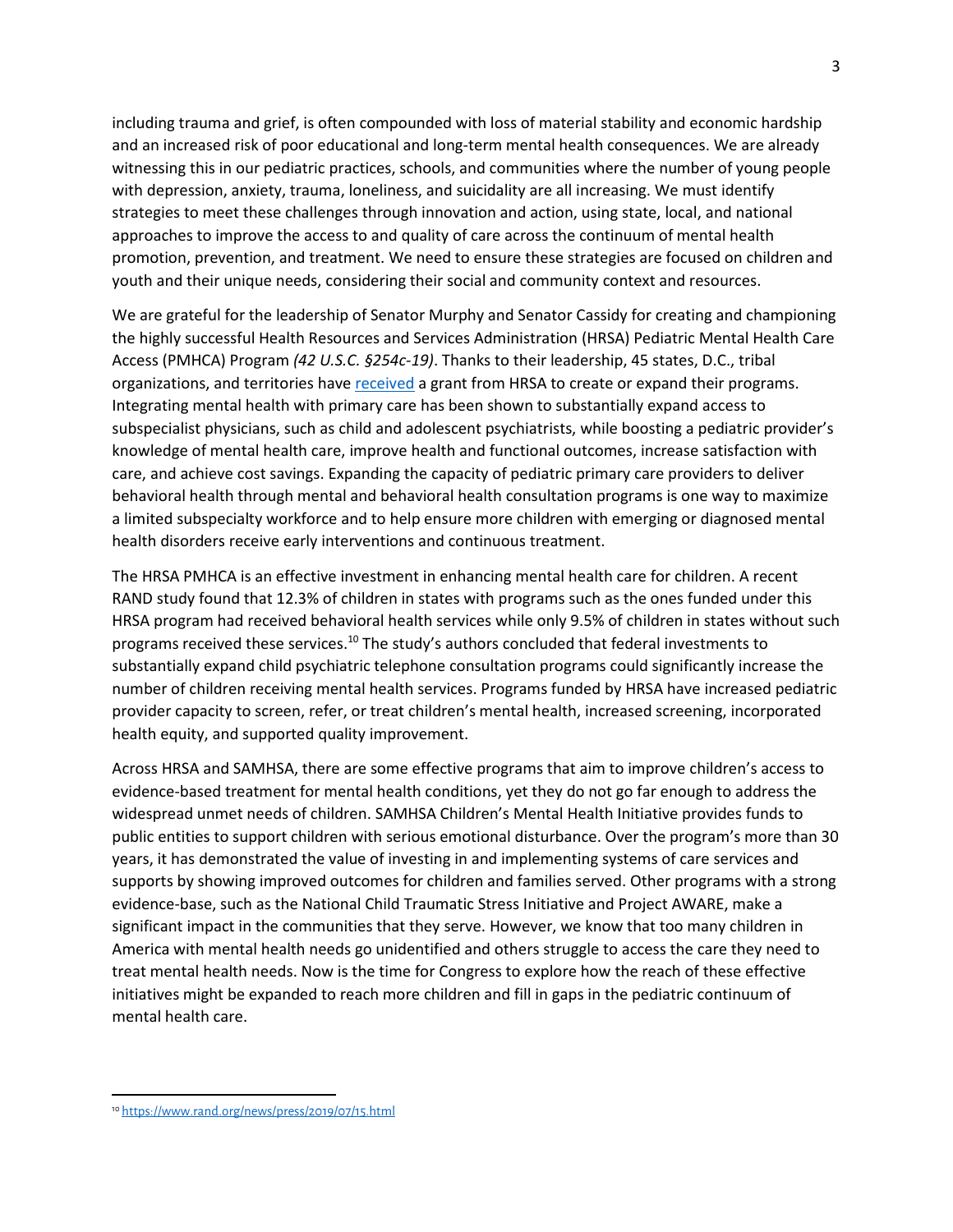including trauma and grief, is often compounded with loss of material stability and economic hardship and an increased risk of poor educational and long-term mental health consequences. We are already witnessing this in our pediatric practices, schools, and communities where the number of young people with depression, anxiety, trauma, loneliness, and suicidality are all increasing. We must identify strategies to meet these challenges through innovation and action, using state, local, and national approaches to improve the access to and quality of care across the continuum of mental health promotion, prevention, and treatment. We need to ensure these strategies are focused on children and youth and their unique needs, considering their social and community context and resources.

We are grateful for the leadership of Senator Murphy and Senator Cassidy for creating and championing the highly successful Health Resources and Services Administration (HRSA) Pediatric Mental Health Care Access (PMHCA) Program *(42 U.S.C. §254c-19)*. Thanks to their leadership, 45 states, D.C., tribal organizations, and territories have received a grant from HRSA to create or expand their programs. Integrating mental health with primary care has been shown to substantially expand access to subspecialist physicians, such as child and adolescent psychiatrists, while boosting a pediatric provider's knowledge of mental health care, improve health and functional outcomes, increase satisfaction with care, and achieve cost savings. Expanding the capacity of pediatric primary care providers to deliver behavioral health through mental and behavioral health consultation programs is one way to maximize a limited subspecialty workforce and to help ensure more children with emerging or diagnosed mental health disorders receive early interventions and continuous treatment.

The HRSA PMHCA is an effective investment in enhancing mental health care for children. A recent RAND study found that 12.3% of children in states with programs such as the ones funded under this HRSA program had received behavioral health services while only 9.5% of children in states without such programs received these services.[10] The study's authors concluded that federal investments to substantially expand child psychiatric telephone consultation programs could significantly increase the number of children receiving mental health services. Programs funded by HRSA have increased pediatric provider capacity to screen, refer, or treat children's mental health, increased screening, incorporated health equity, and supported quality improvement.

Across HRSA and SAMHSA, there are some effective programs that aim to improve children's access to evidence-based treatment for mental health conditions, yet they do not go far enough to address the widespread unmet needs of children. SAMHSA Children's Mental Health Initiative provides funds to public entities to support children with serious emotional disturbance. Over the program's more than 30 years, it has demonstrated the value of investing in and implementing systems of care services and supports by showing improved outcomes for children and families served. Other programs with a strong evidence-base, such as the National Child Traumatic Stress Initiative and Project AWARE, make a significant impact in the communities that they serve. However, we know that too many children in America with mental health needs go unidentified and others struggle to access the care they need to treat mental health needs. Now is the time for Congress to explore how the reach of these effective initiatives might be expanded to reach more children and fill in gaps in the pediatric continuum of mental health care.

[10] https://www.rand.org/news/press/2019/07/15.html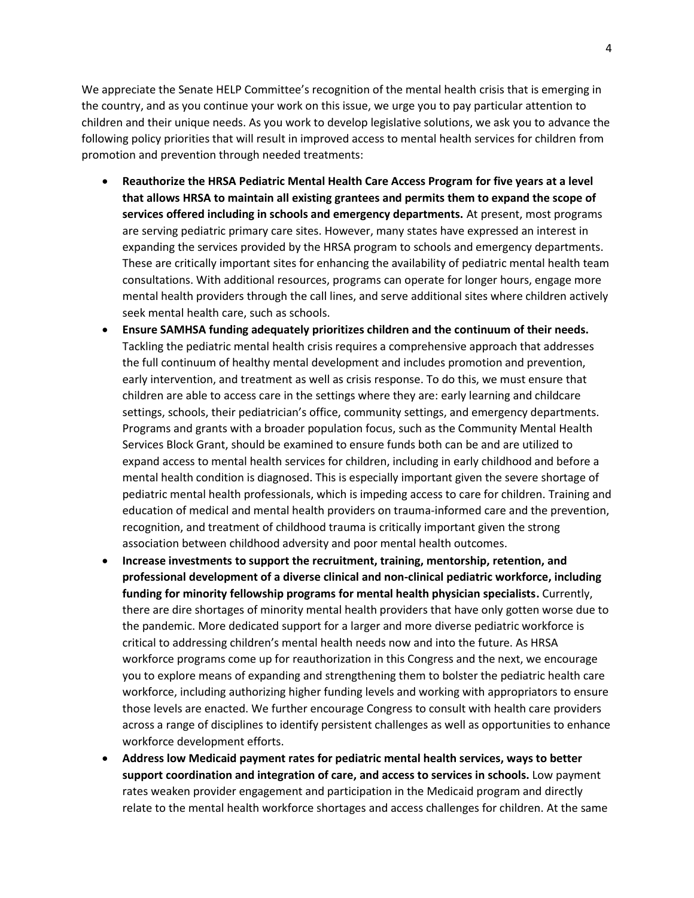We appreciate the Senate HELP Committee's recognition of the mental health crisis that is emerging in the country, and as you continue your work on this issue, we urge you to pay particular attention to children and their unique needs. As you work to develop legislative solutions, we ask you to advance the following policy priorities that will result in improved access to mental health services for children from promotion and prevention through needed treatments:

- **Reauthorize the HRSA Pediatric Mental Health Care Access Program for five years at a level that allows HRSA to maintain all existing grantees and permits them to expand the scope of services offered including in schools and emergency departments.** At present, most programs are serving pediatric primary care sites. However, many states have expressed an interest in expanding the services provided by the HRSA program to schools and emergency departments. These are critically important sites for enhancing the availability of pediatric mental health team consultations. With additional resources, programs can operate for longer hours, engage more mental health providers through the call lines, and serve additional sites where children actively seek mental health care, such as schools.
- **Ensure SAMHSA funding adequately prioritizes children and the continuum of their needs.** Tackling the pediatric mental health crisis requires a comprehensive approach that addresses the full continuum of healthy mental development and includes promotion and prevention, early intervention, and treatment as well as crisis response. To do this, we must ensure that children are able to access care in the settings where they are: early learning and childcare settings, schools, their pediatrician's office, community settings, and emergency departments. Programs and grants with a broader population focus, such as the Community Mental Health Services Block Grant, should be examined to ensure funds both can be and are utilized to expand access to mental health services for children, including in early childhood and before a mental health condition is diagnosed. This is especially important given the severe shortage of pediatric mental health professionals, which is impeding access to care for children. Training and education of medical and mental health providers on trauma-informed care and the prevention, recognition, and treatment of childhood trauma is critically important given the strong association between childhood adversity and poor mental health outcomes.
- **Increase investments to support the recruitment, training, mentorship, retention, and professional development of a diverse clinical and non-clinical pediatric workforce, including funding for minority fellowship programs for mental health physician specialists.** Currently, there are dire shortages of minority mental health providers that have only gotten worse due to the pandemic. More dedicated support for a larger and more diverse pediatric workforce is critical to addressing children's mental health needs now and into the future. As HRSA workforce programs come up for reauthorization in this Congress and the next, we encourage you to explore means of expanding and strengthening them to bolster the pediatric health care workforce, including authorizing higher funding levels and working with appropriators to ensure those levels are enacted. We further encourage Congress to consult with health care providers across a range of disciplines to identify persistent challenges as well as opportunities to enhance workforce development efforts.
- **Address low Medicaid payment rates for pediatric mental health services, ways to better support coordination and integration of care, and access to services in schools.** Low payment rates weaken provider engagement and participation in the Medicaid program and directly relate to the mental health workforce shortages and access challenges for children. At the same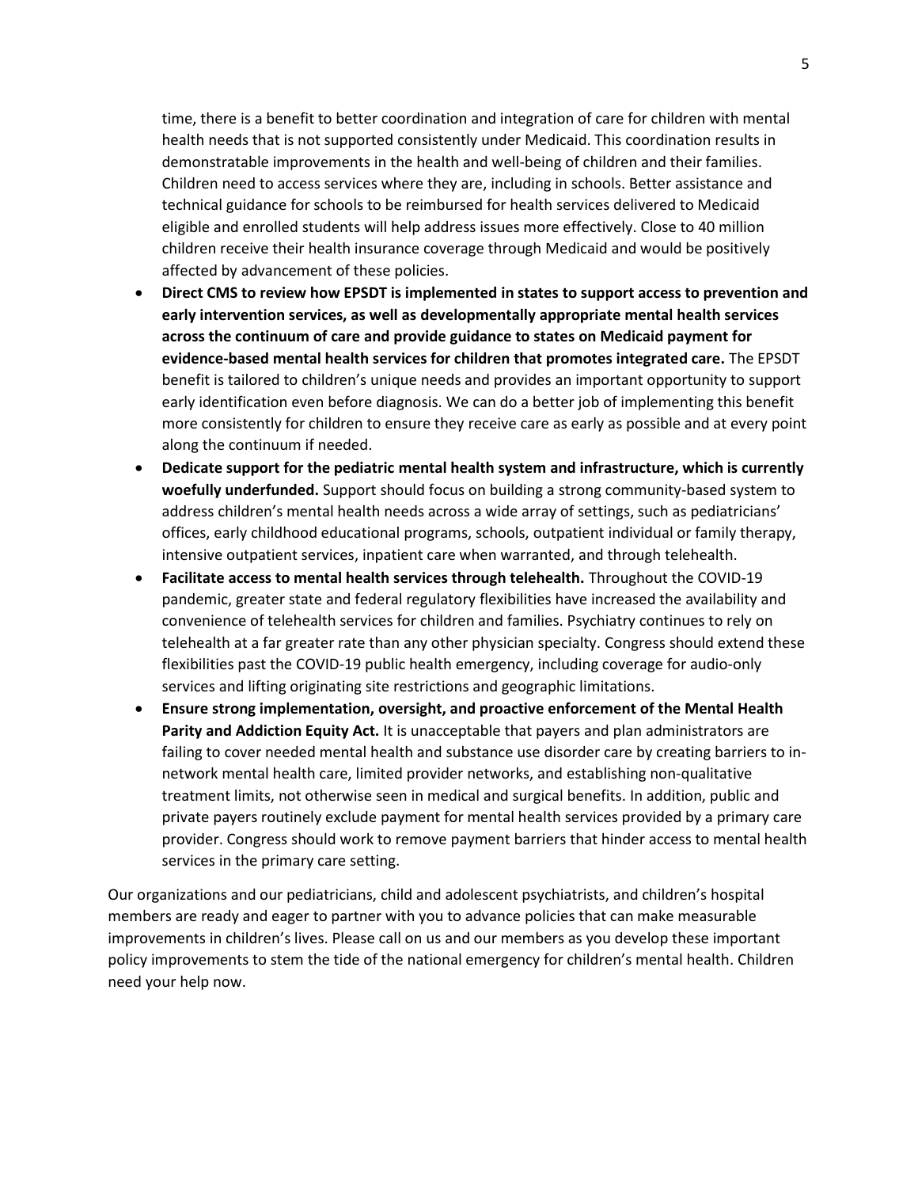time, there is a benefit to better coordination and integration of care for children with mental health needs that is not supported consistently under Medicaid. This coordination results in demonstratable improvements in the health and well-being of children and their families. Children need to access services where they are, including in schools. Better assistance and technical guidance for schools to be reimbursed for health services delivered to Medicaid eligible and enrolled students will help address issues more effectively. Close to 40 million children receive their health insurance coverage through Medicaid and would be positively affected by advancement of these policies.

- **Direct CMS to review how EPSDT is implemented in states to support access to prevention and early intervention services, as well as developmentally appropriate mental health services across the continuum of care and provide guidance to states on Medicaid payment for evidence-based mental health services for children that promotes integrated care.** The EPSDT benefit is tailored to children's unique needs and provides an important opportunity to support early identification even before diagnosis. We can do a better job of implementing this benefit more consistently for children to ensure they receive care as early as possible and at every point along the continuum if needed.
- **Dedicate support for the pediatric mental health system and infrastructure, which is currently woefully underfunded.** Support should focus on building a strong community-based system to address children's mental health needs across a wide array of settings, such as pediatricians' offices, early childhood educational programs, schools, outpatient individual or family therapy, intensive outpatient services, inpatient care when warranted, and through telehealth.
- **Facilitate access to mental health services through telehealth.** Throughout the COVID-19 pandemic, greater state and federal regulatory flexibilities have increased the availability and convenience of telehealth services for children and families. Psychiatry continues to rely on telehealth at a far greater rate than any other physician specialty. Congress should extend these flexibilities past the COVID-19 public health emergency, including coverage for audio-only services and lifting originating site restrictions and geographic limitations.
- **Ensure strong implementation, oversight, and proactive enforcement of the Mental Health Parity and Addiction Equity Act.** It is unacceptable that payers and plan administrators are failing to cover needed mental health and substance use disorder care by creating barriers to in-network mental health care, limited provider networks, and establishing non-qualitative treatment limits, not otherwise seen in medical and surgical benefits. In addition, public and private payers routinely exclude payment for mental health services provided by a primary care provider. Congress should work to remove payment barriers that hinder access to mental health services in the primary care setting.

Our organizations and our pediatricians, child and adolescent psychiatrists, and children's hospital members are ready and eager to partner with you to advance policies that can make measurable improvements in children's lives. Please call on us and our members as you develop these important policy improvements to stem the tide of the national emergency for children's mental health. Children need your help now.